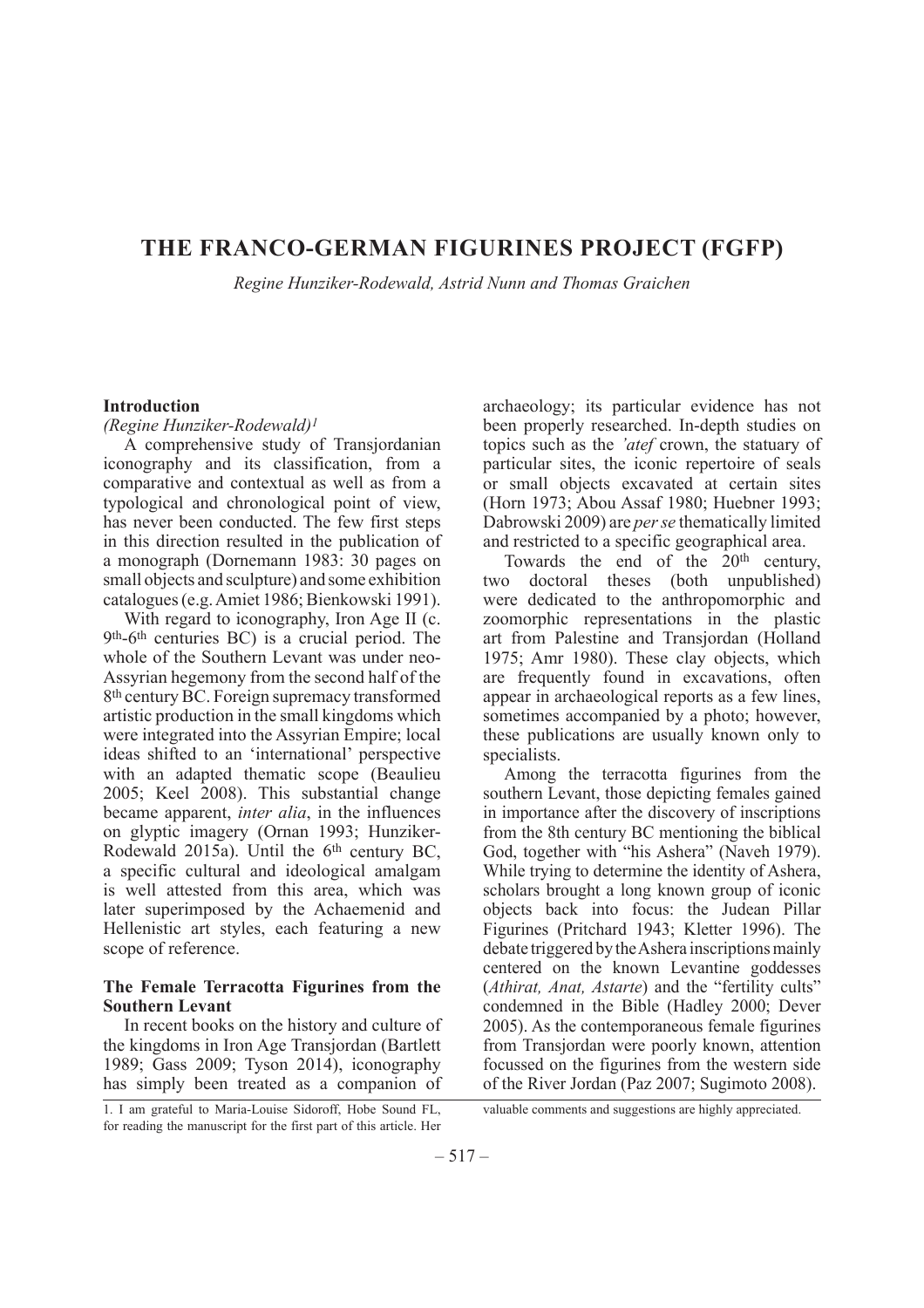# THE FRANCO-GERMAN FIGURINES PROJECT (FGFP)

*Regine Hunziker-Rodewald, Astrid Nunn and Thomas Graichen*

## Introduction

*(Regine Hunziker-Rodewald)*[1]

A comprehensive study of Transjordanian iconography and its classification, from a comparative and contextual as well as from a typological and chronological point of view, has never been conducted. The few first steps in this direction resulted in the publication of a monograph (Dornemann 1983: 30 pages on small objects and sculpture) and some exhibition catalogues (e.g. Amiet 1986; Bienkowski 1991).

With regard to iconography, Iron Age II (c. 9th-6th centuries BC) is a crucial period. The whole of the Southern Levant was under neo-Assyrian hegemony from the second half of the 8th century BC. Foreign supremacy transformed artistic production in the small kingdoms which were integrated into the Assyrian Empire; local ideas shifted to an 'international' perspective with an adapted thematic scope (Beaulieu 2005; Keel 2008). This substantial change became apparent, *inter alia*, in the influences on glyptic imagery (Ornan 1993; Hunziker-Rodewald 2015a). Until the 6th century BC, a specific cultural and ideological amalgam is well attested from this area, which was later superimposed by the Achaemenid and Hellenistic art styles, each featuring a new scope of reference.

## The Female Terracotta Figurines from the Southern Levant

In recent books on the history and culture of the kingdoms in Iron Age Transjordan (Bartlett 1989; Gass 2009; Tyson 2014), iconography has simply been treated as a companion of archaeology; its particular evidence has not been properly researched. In-depth studies on topics such as the *'atef* crown, the statuary of particular sites, the iconic repertoire of seals or small objects excavated at certain sites (Horn 1973; Abou Assaf 1980; Huebner 1993; Dabrowski 2009) are *per se* thematically limited and restricted to a specific geographical area.

Towards the end of the 20th century, two doctoral theses (both unpublished) were dedicated to the anthropomorphic and zoomorphic representations in the plastic art from Palestine and Transjordan (Holland 1975; Amr 1980). These clay objects, which are frequently found in excavations, often appear in archaeological reports as a few lines, sometimes accompanied by a photo; however, these publications are usually known only to specialists.

Among the terracotta figurines from the southern Levant, those depicting females gained in importance after the discovery of inscriptions from the 8th century BC mentioning the biblical God, together with "his Ashera" (Naveh 1979). While trying to determine the identity of Ashera, scholars brought a long known group of iconic objects back into focus: the Judean Pillar Figurines (Pritchard 1943; Kletter 1996). The debate triggered by the Ashera inscriptions mainly centered on the known Levantine goddesses (*Athirat, Anat, Astarte*) and the "fertility cults" condemned in the Bible (Hadley 2000; Dever 2005). As the contemporaneous female figurines from Transjordan were poorly known, attention focussed on the figurines from the western side of the River Jordan (Paz 2007; Sugimoto 2008).

---

1. I am grateful to Maria-Louise Sidoroff, Hobe Sound FL, for reading the manuscript for the first part of this article. Her valuable comments and suggestions are highly appreciated.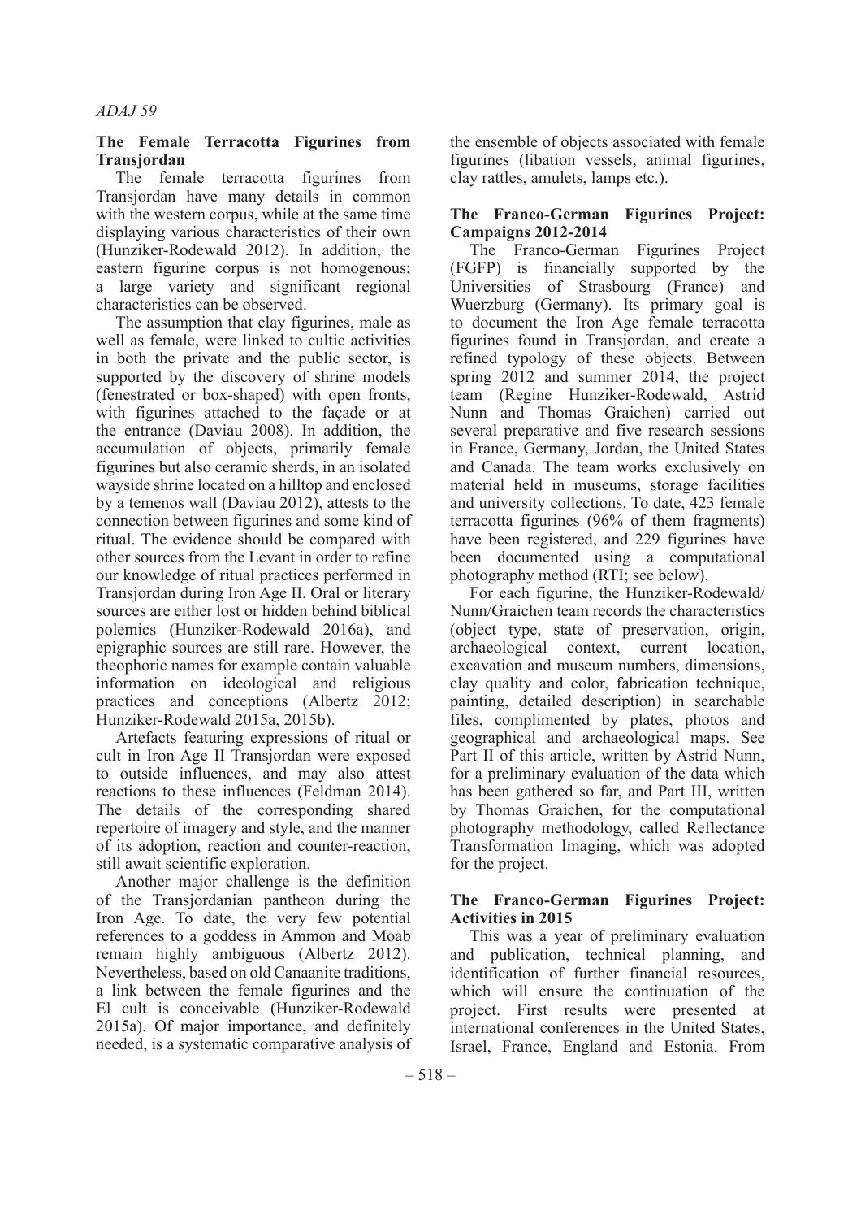### The Female Terracotta Figurines from Transjordan

The female terracotta figurines from Transjordan have many details in common with the western corpus, while at the same time displaying various characteristics of their own (Hunziker-Rodewald 2012). In addition, the eastern figurine corpus is not homogenous; a large variety and significant regional characteristics can be observed.

The assumption that clay figurines, male as well as female, were linked to cultic activities in both the private and the public sector, is supported by the discovery of shrine models (fenestrated or box-shaped) with open fronts, with figurines attached to the façade or at the entrance (Daviau 2008). In addition, the accumulation of objects, primarily female figurines but also ceramic sherds, in an isolated wayside shrine located on a hilltop and enclosed by a temenos wall (Daviau 2012), attests to the connection between figurines and some kind of ritual. The evidence should be compared with other sources from the Levant in order to refine our knowledge of ritual practices performed in Transjordan during Iron Age II. Oral or literary sources are either lost or hidden behind biblical polemics (Hunziker-Rodewald 2016a), and epigraphic sources are still rare. However, the theophoric names for example contain valuable information on ideological and religious practices and conceptions (Albertz 2012; Hunziker-Rodewald 2015a, 2015b).

Artefacts featuring expressions of ritual or cult in Iron Age II Transjordan were exposed to outside influences, and may also attest reactions to these influences (Feldman 2014). The details of the corresponding shared repertoire of imagery and style, and the manner of its adoption, reaction and counter-reaction, still await scientific exploration.

Another major challenge is the definition of the Transjordanian pantheon during the Iron Age. To date, the very few potential references to a goddess in Ammon and Moab remain highly ambiguous (Albertz 2012). Nevertheless, based on old Canaanite traditions, a link between the female figurines and the El cult is conceivable (Hunziker-Rodewald 2015a). Of major importance, and definitely needed, is a systematic comparative analysis of the ensemble of objects associated with female figurines (libation vessels, animal figurines, clay rattles, amulets, lamps etc.).

### The Franco-German Figurines Project: Campaigns 2012-2014

The Franco-German Figurines Project (FGFP) is financially supported by the Universities of Strasbourg (France) and Wuerzburg (Germany). Its primary goal is to document the Iron Age female terracotta figurines found in Transjordan, and create a refined typology of these objects. Between spring 2012 and summer 2014, the project team (Regine Hunziker-Rodewald, Astrid Nunn and Thomas Graichen) carried out several preparative and five research sessions in France, Germany, Jordan, the United States and Canada. The team works exclusively on material held in museums, storage facilities and university collections. To date, 423 female terracotta figurines (96% of them fragments) have been registered, and 229 figurines have been documented using a computational photography method (RTI; see below).

For each figurine, the Hunziker-Rodewald/ Nunn/Graichen team records the characteristics (object type, state of preservation, origin, archaeological context, current location, excavation and museum numbers, dimensions, clay quality and color, fabrication technique, painting, detailed description) in searchable files, complimented by plates, photos and geographical and archaeological maps. See Part II of this article, written by Astrid Nunn, for a preliminary evaluation of the data which has been gathered so far, and Part III, written by Thomas Graichen, for the computational photography methodology, called Reflectance Transformation Imaging, which was adopted for the project.

### The Franco-German Figurines Project: Activities in 2015

This was a year of preliminary evaluation and publication, technical planning, and identification of further financial resources, which will ensure the continuation of the project. First results were presented at international conferences in the United States, Israel, France, England and Estonia. From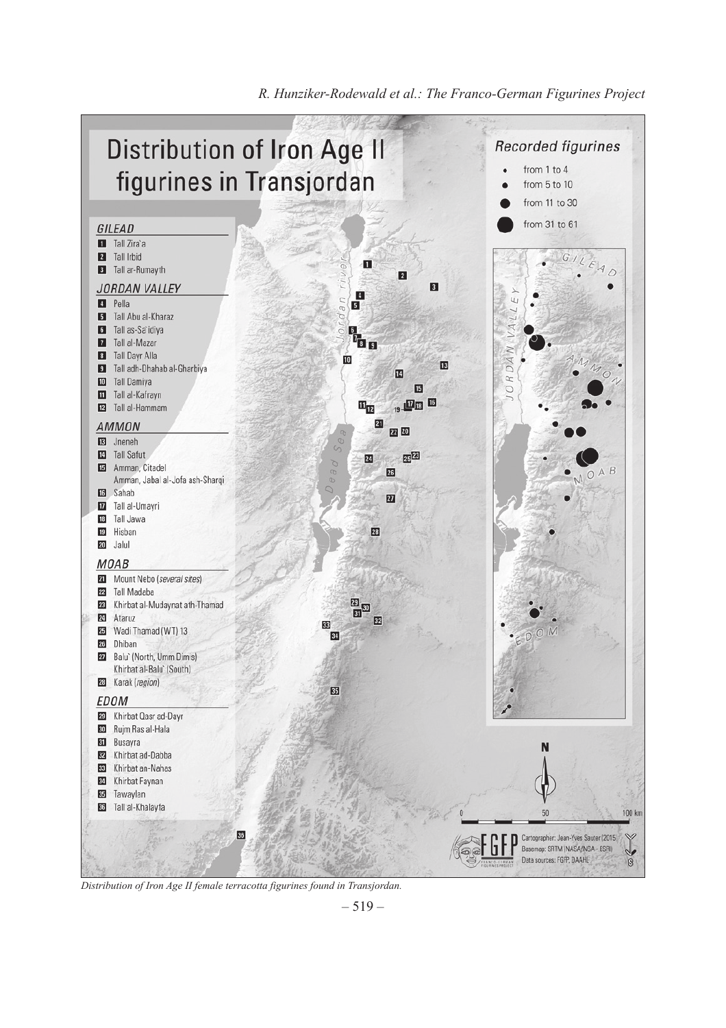# Distribution of Iron Age II figurines in Transjordan

**GILEAD**

1. Tall Zira'a
2. Tall Irbid
3. Tall ar-Rumayth

**JORDAN VALLEY**

4. Pella
5. Tall Abu al-Kharaz
6. Tall as-Sa'idiya
7. Tall al-Mazar
8. Tall Dayr Alla
9. Tall adh-Dhahab al-Gharbiya
10. Tall Damiya
11. Tall al-Kafrayn
12. Tall al-Hammam

**AMMON**

13. Jneneh
14. Tall Safut
15. Amman, Citadel
    Amman, Jabal al-Jofa ash-Sharqi
16. Sahab
17. Tall al-Umayri
18. Tall Jawa
19. Hisban
20. Jalul

**MOAB**

21. Mount Nebo (*several sites*)
22. Tall Madaba
23. Khirbat al-Mudaynat ath-Thamad
24. Ataruz
25. Wadi Thamad (WT) 13
26. Dhiban
27. Balu' (North, Umm Dimis)
    Khirbat al-Balu' (South)
28. Karak (*region*)

**EDOM**

29. Khirbat Qasr ad-Dayr
30. Rujm Ras al-Hala
31. Busayra
32. Khirbat ad-Dabba
33. Khirbat an-Nahas
34. Khirbat Faynan
35. Tawaylan
36. Tall al-Khalayfa

**Recorded figurines**

- from 1 to 4
- from 5 to 10
- from 11 to 30
- from 31 to 61

Cartographer: Jean-Yves Sauter (2015)
Basemap: SRTM (NASA/NGA - ESRI)
Data sources: FGFP, DAAHL

*Distribution of Iron Age II female terracotta figurines found in Transjordan.*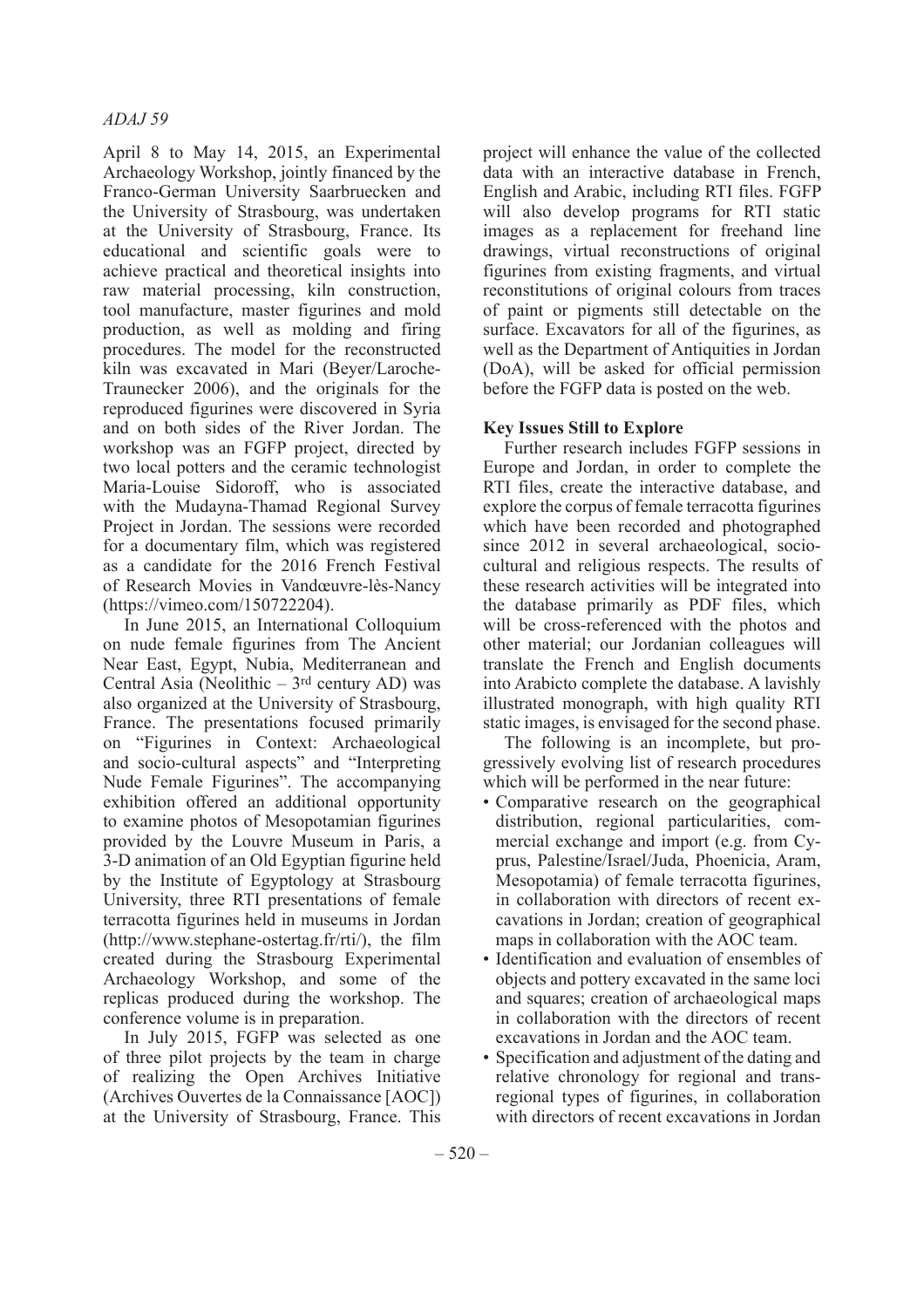April 8 to May 14, 2015, an Experimental Archaeology Workshop, jointly financed by the Franco-German University Saarbruecken and the University of Strasbourg, was undertaken at the University of Strasbourg, France. Its educational and scientific goals were to achieve practical and theoretical insights into raw material processing, kiln construction, tool manufacture, master figurines and mold production, as well as molding and firing procedures. The model for the reconstructed kiln was excavated in Mari (Beyer/Laroche-Traunecker 2006), and the originals for the reproduced figurines were discovered in Syria and on both sides of the River Jordan. The workshop was an FGFP project, directed by two local potters and the ceramic technologist Maria-Louise Sidoroff, who is associated with the Mudayna-Thamad Regional Survey Project in Jordan. The sessions were recorded for a documentary film, which was registered as a candidate for the 2016 French Festival of Research Movies in Vandœuvre-lès-Nancy (https://vimeo.com/150722204).

In June 2015, an International Colloquium on nude female figurines from The Ancient Near East, Egypt, Nubia, Mediterranean and Central Asia (Neolithic – 3rd century AD) was also organized at the University of Strasbourg, France. The presentations focused primarily on "Figurines in Context: Archaeological and socio-cultural aspects" and "Interpreting Nude Female Figurines". The accompanying exhibition offered an additional opportunity to examine photos of Mesopotamian figurines provided by the Louvre Museum in Paris, a 3-D animation of an Old Egyptian figurine held by the Institute of Egyptology at Strasbourg University, three RTI presentations of female terracotta figurines held in museums in Jordan (http://www.stephane-ostertag.fr/rti/), the film created during the Strasbourg Experimental Archaeology Workshop, and some of the replicas produced during the workshop. The conference volume is in preparation.

In July 2015, FGFP was selected as one of three pilot projects by the team in charge of realizing the Open Archives Initiative (Archives Ouvertes de la Connaissance [AOC]) at the University of Strasbourg, France. This project will enhance the value of the collected data with an interactive database in French, English and Arabic, including RTI files. FGFP will also develop programs for RTI static images as a replacement for freehand line drawings, virtual reconstructions of original figurines from existing fragments, and virtual reconstitutions of original colours from traces of paint or pigments still detectable on the surface. Excavators for all of the figurines, as well as the Department of Antiquities in Jordan (DoA), will be asked for official permission before the FGFP data is posted on the web.

**Key Issues Still to Explore**

Further research includes FGFP sessions in Europe and Jordan, in order to complete the RTI files, create the interactive database, and explore the corpus of female terracotta figurines which have been recorded and photographed since 2012 in several archaeological, socio-cultural and religious respects. The results of these research activities will be integrated into the database primarily as PDF files, which will be cross-referenced with the photos and other material; our Jordanian colleagues will translate the French and English documents into Arabicto complete the database. A lavishly illustrated monograph, with high quality RTI static images, is envisaged for the second phase.

The following is an incomplete, but progressively evolving list of research procedures which will be performed in the near future:

- Comparative research on the geographical distribution, regional particularities, commercial exchange and import (e.g. from Cyprus, Palestine/Israel/Juda, Phoenicia, Aram, Mesopotamia) of female terracotta figurines, in collaboration with directors of recent excavations in Jordan; creation of geographical maps in collaboration with the AOC team.
- Identification and evaluation of ensembles of objects and pottery excavated in the same loci and squares; creation of archaeological maps in collaboration with the directors of recent excavations in Jordan and the AOC team.
- Specification and adjustment of the dating and relative chronology for regional and trans-regional types of figurines, in collaboration with directors of recent excavations in Jordan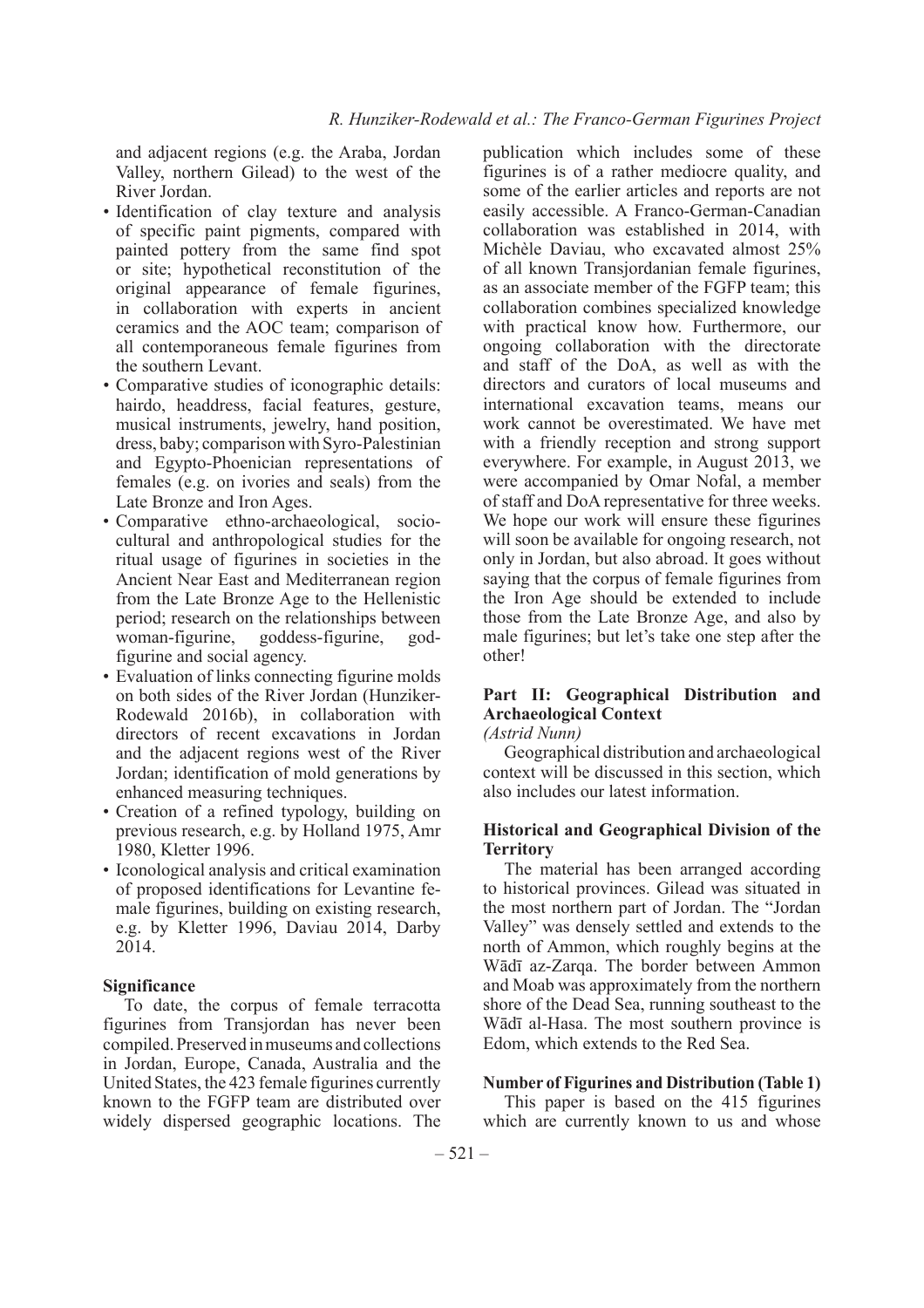and adjacent regions (e.g. the Araba, Jordan Valley, northern Gilead) to the west of the River Jordan.

- Identification of clay texture and analysis of specific paint pigments, compared with painted pottery from the same find spot or site; hypothetical reconstitution of the original appearance of female figurines, in collaboration with experts in ancient ceramics and the AOC team; comparison of all contemporaneous female figurines from the southern Levant.
- Comparative studies of iconographic details: hairdo, headdress, facial features, gesture, musical instruments, jewelry, hand position, dress, baby; comparison with Syro-Palestinian and Egypto-Phoenician representations of females (e.g. on ivories and seals) from the Late Bronze and Iron Ages.
- Comparative ethno-archaeological, socio-cultural and anthropological studies for the ritual usage of figurines in societies in the Ancient Near East and Mediterranean region from the Late Bronze Age to the Hellenistic period; research on the relationships between woman-figurine, goddess-figurine, god-figurine and social agency.
- Evaluation of links connecting figurine molds on both sides of the River Jordan (Hunziker-Rodewald 2016b), in collaboration with directors of recent excavations in Jordan and the adjacent regions west of the River Jordan; identification of mold generations by enhanced measuring techniques.
- Creation of a refined typology, building on previous research, e.g. by Holland 1975, Amr 1980, Kletter 1996.
- Iconological analysis and critical examination of proposed identifications for Levantine female figurines, building on existing research, e.g. by Kletter 1996, Daviau 2014, Darby 2014.

### Significance

To date, the corpus of female terracotta figurines from Transjordan has never been compiled. Preserved in museums and collections in Jordan, Europe, Canada, Australia and the United States, the 423 female figurines currently known to the FGFP team are distributed over widely dispersed geographic locations. The publication which includes some of these figurines is of a rather mediocre quality, and some of the earlier articles and reports are not easily accessible. A Franco-German-Canadian collaboration was established in 2014, with Michèle Daviau, who excavated almost 25% of all known Transjordanian female figurines, as an associate member of the FGFP team; this collaboration combines specialized knowledge with practical know how. Furthermore, our ongoing collaboration with the directorate and staff of the DoA, as well as with the directors and curators of local museums and international excavation teams, means our work cannot be overestimated. We have met with a friendly reception and strong support everywhere. For example, in August 2013, we were accompanied by Omar Nofal, a member of staff and DoA representative for three weeks. We hope our work will ensure these figurines will soon be available for ongoing research, not only in Jordan, but also abroad. It goes without saying that the corpus of female figurines from the Iron Age should be extended to include those from the Late Bronze Age, and also by male figurines; but let's take one step after the other!

## Part II: Geographical Distribution and Archaeological Context

*(Astrid Nunn)*

Geographical distribution and archaeological context will be discussed in this section, which also includes our latest information.

### Historical and Geographical Division of the Territory

The material has been arranged according to historical provinces. Gilead was situated in the most northern part of Jordan. The "Jordan Valley" was densely settled and extends to the north of Ammon, which roughly begins at the Wādī az-Zarqa. The border between Ammon and Moab was approximately from the northern shore of the Dead Sea, running southeast to the Wādī al-Hasa. The most southern province is Edom, which extends to the Red Sea.

### Number of Figurines and Distribution (Table 1)

This paper is based on the 415 figurines which are currently known to us and whose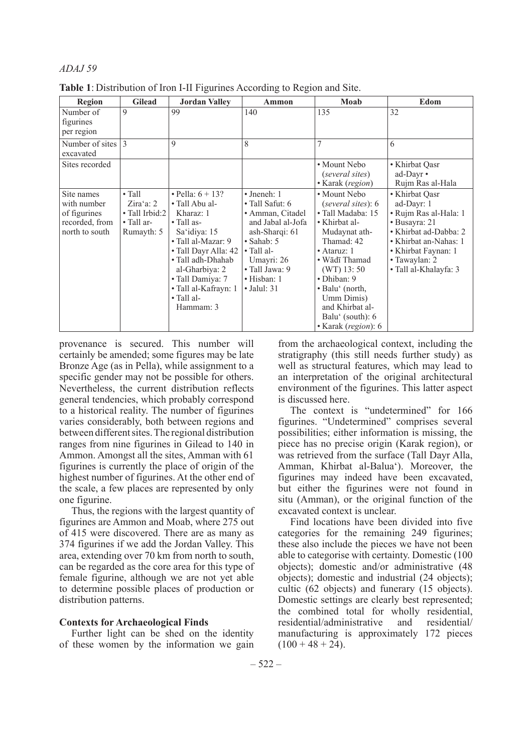**Table 1**: Distribution of Iron I-II Figurines According to Region and Site.

| Region | Gilead | Jordan Valley | Ammon | Moab | Edom |
|---|---|---|---|---|---|
| Number of figurines per region | 9 | 99 | 140 | 135 | 32 |
| Number of sites excavated | 3 | 9 | 8 | 7 | 6 |
| Sites recorded | | | | • Mount Nebo (*several sites*) • Karak (*region*) | • Khirbat Qasr ad-Dayr • Rujm Ras al-Hala |
| Site names with number of figurines recorded, from north to south | • Tall Zira'a: 2 • Tall Irbid:2 • Tall ar-Rumayth: 5 | • Pella: 6 + 13? • Tall Abu al-Kharaz: 1 • Tall as-Sa'idiya: 15 • Tall al-Mazar: 9 • Tall Dayr Alla: 42 • Tall adh-Dhahab al-Gharbiya: 2 • Tall Damiya: 7 • Tall al-Kafrayn: 1 • Tall al-Hammam: 3 | • Jneneh: 1 • Tall Safut: 6 • Amman, Citadel and Jabal al-Jofa ash-Sharqi: 61 • Sahab: 5 • Tall al-Umayri: 26 • Tall Jawa: 9 • Hisban: 1 • Jalul: 31 | • Mount Nebo (*several sites*): 6 • Tall Madaba: 15 • Khirbat al-Mudaynat ath-Thamad: 42 • Ataruz: 1 • Wādī Thamad (WT) 13: 50 • Dhiban: 9 • Balu' (north, Umm Dimis) and Khirbat al-Balu' (south): 6 • Karak (*region*): 6 | • Khirbat Qasr ad-Dayr: 1 • Rujm Ras al-Hala: 1 • Busayra: 21 • Khirbat ad-Dabba: 2 • Khirbat an-Nahas: 1 • Khirbat Faynan: 1 • Tawaylan: 2 • Tall al-Khalayfa: 3 |

provenance is secured. This number will certainly be amended; some figures may be late Bronze Age (as in Pella), while assignment to a specific gender may not be possible for others. Nevertheless, the current distribution reflects general tendencies, which probably correspond to a historical reality. The number of figurines varies considerably, both between regions and between different sites. The regional distribution ranges from nine figurines in Gilead to 140 in Ammon. Amongst all the sites, Amman with 61 figurines is currently the place of origin of the highest number of figurines. At the other end of the scale, a few places are represented by only one figurine.

Thus, the regions with the largest quantity of figurines are Ammon and Moab, where 275 out of 415 were discovered. There are as many as 374 figurines if we add the Jordan Valley. This area, extending over 70 km from north to south, can be regarded as the core area for this type of female figurine, although we are not yet able to determine possible places of production or distribution patterns.

## Contexts for Archaeological Finds

Further light can be shed on the identity of these women by the information we gain from the archaeological context, including the stratigraphy (this still needs further study) as well as structural features, which may lead to an interpretation of the original architectural environment of the figurines. This latter aspect is discussed here.

The context is "undetermined" for 166 figurines. "Undetermined" comprises several possibilities; either information is missing, the piece has no precise origin (Karak region), or was retrieved from the surface (Tall Dayr Alla, Amman, Khirbat al-Balua'). Moreover, the figurines may indeed have been excavated, but either the figurines were not found in situ (Amman), or the original function of the excavated context is unclear.

Find locations have been divided into five categories for the remaining 249 figurines; these also include the pieces we have not been able to categorise with certainty. Domestic (100 objects); domestic and/or administrative (48 objects); domestic and industrial (24 objects); cultic (62 objects) and funerary (15 objects). Domestic settings are clearly best represented; the combined total for wholly residential, residential/administrative and residential/manufacturing is approximately 172 pieces (100 + 48 + 24).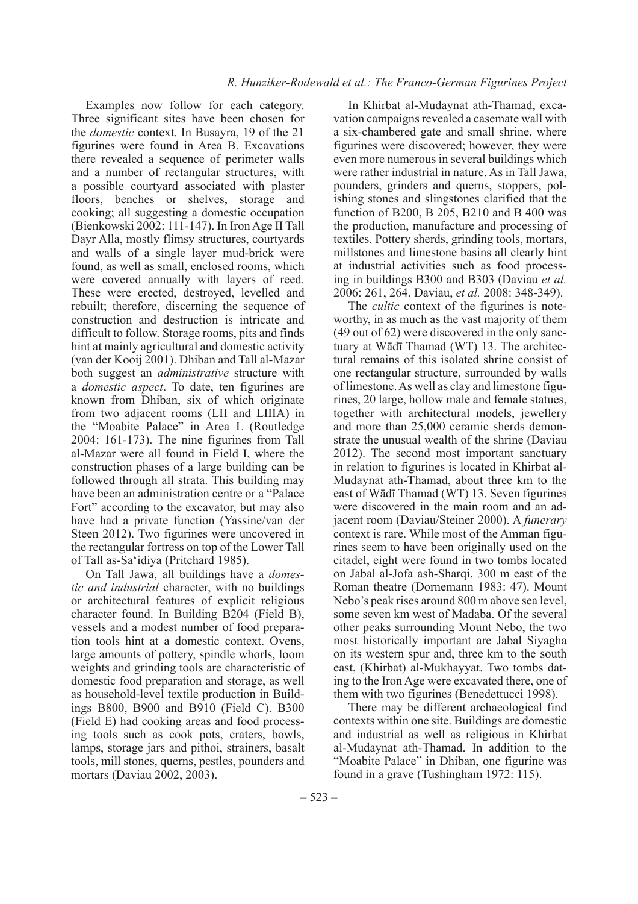Examples now follow for each category. Three significant sites have been chosen for the *domestic* context. In Busayra, 19 of the 21 figurines were found in Area B. Excavations there revealed a sequence of perimeter walls and a number of rectangular structures, with a possible courtyard associated with plaster floors, benches or shelves, storage and cooking; all suggesting a domestic occupation (Bienkowski 2002: 111-147). In Iron Age II Tall Dayr Alla, mostly flimsy structures, courtyards and walls of a single layer mud-brick were found, as well as small, enclosed rooms, which were covered annually with layers of reed. These were erected, destroyed, levelled and rebuilt; therefore, discerning the sequence of construction and destruction is intricate and difficult to follow. Storage rooms, pits and finds hint at mainly agricultural and domestic activity (van der Kooij 2001). Dhiban and Tall al-Mazar both suggest an *administrative* structure with a *domestic aspect*. To date, ten figurines are known from Dhiban, six of which originate from two adjacent rooms (LII and LIIIA) in the "Moabite Palace" in Area L (Routledge 2004: 161-173). The nine figurines from Tall al-Mazar were all found in Field I, where the construction phases of a large building can be followed through all strata. This building may have been an administration centre or a "Palace Fort" according to the excavator, but may also have had a private function (Yassine/van der Steen 2012). Two figurines were uncovered in the rectangular fortress on top of the Lower Tall of Tall as-Sa'idiya (Pritchard 1985).

On Tall Jawa, all buildings have a *domestic and industrial* character, with no buildings or architectural features of explicit religious character found. In Building B204 (Field B), vessels and a modest number of food preparation tools hint at a domestic context. Ovens, large amounts of pottery, spindle whorls, loom weights and grinding tools are characteristic of domestic food preparation and storage, as well as household-level textile production in Buildings B800, B900 and B910 (Field C). B300 (Field E) had cooking areas and food processing tools such as cook pots, craters, bowls, lamps, storage jars and pithoi, strainers, basalt tools, mill stones, querns, pestles, pounders and mortars (Daviau 2002, 2003).

In Khirbat al-Mudaynat ath-Thamad, excavation campaigns revealed a casemate wall with a six-chambered gate and small shrine, where figurines were discovered; however, they were even more numerous in several buildings which were rather industrial in nature. As in Tall Jawa, pounders, grinders and querns, stoppers, polishing stones and slingstones clarified that the function of B200, B 205, B210 and B 400 was the production, manufacture and processing of textiles. Pottery sherds, grinding tools, mortars, millstones and limestone basins all clearly hint at industrial activities such as food processing in buildings B300 and B303 (Daviau *et al.* 2006: 261, 264. Daviau, *et al.* 2008: 348-349).

The *cultic* context of the figurines is noteworthy, in as much as the vast majority of them (49 out of 62) were discovered in the only sanctuary at Wādī Thamad (WT) 13. The architectural remains of this isolated shrine consist of one rectangular structure, surrounded by walls of limestone. As well as clay and limestone figurines, 20 large, hollow male and female statues, together with architectural models, jewellery and more than 25,000 ceramic sherds demonstrate the unusual wealth of the shrine (Daviau 2012). The second most important sanctuary in relation to figurines is located in Khirbat al-Mudaynat ath-Thamad, about three km to the east of Wādī Thamad (WT) 13. Seven figurines were discovered in the main room and an adjacent room (Daviau/Steiner 2000). A *funerary* context is rare. While most of the Amman figurines seem to have been originally used on the citadel, eight were found in two tombs located on Jabal al-Jofa ash-Sharqi, 300 m east of the Roman theatre (Dornemann 1983: 47). Mount Nebo's peak rises around 800 m above sea level, some seven km west of Madaba. Of the several other peaks surrounding Mount Nebo, the two most historically important are Jabal Siyagha on its western spur and, three km to the south east, (Khirbat) al-Mukhayyat. Two tombs dating to the Iron Age were excavated there, one of them with two figurines (Benedettucci 1998).

There may be different archaeological find contexts within one site. Buildings are domestic and industrial as well as religious in Khirbat al-Mudaynat ath-Thamad. In addition to the "Moabite Palace" in Dhiban, one figurine was found in a grave (Tushingham 1972: 115).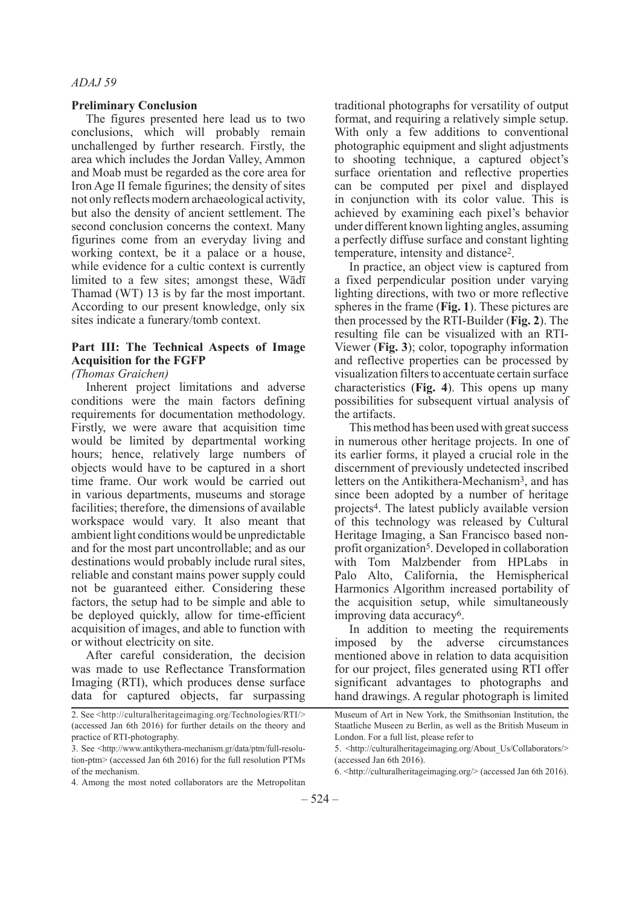### Preliminary Conclusion

The figures presented here lead us to two conclusions, which will probably remain unchallenged by further research. Firstly, the area which includes the Jordan Valley, Ammon and Moab must be regarded as the core area for Iron Age II female figurines; the density of sites not only reflects modern archaeological activity, but also the density of ancient settlement. The second conclusion concerns the context. Many figurines come from an everyday living and working context, be it a palace or a house, while evidence for a cultic context is currently limited to a few sites; amongst these, Wādī Thamad (WT) 13 is by far the most important. According to our present knowledge, only six sites indicate a funerary/tomb context.

## Part III: The Technical Aspects of Image Acquisition for the FGFP

*(Thomas Graichen)*

Inherent project limitations and adverse conditions were the main factors defining requirements for documentation methodology. Firstly, we were aware that acquisition time would be limited by departmental working hours; hence, relatively large numbers of objects would have to be captured in a short time frame. Our work would be carried out in various departments, museums and storage facilities; therefore, the dimensions of available workspace would vary. It also meant that ambient light conditions would be unpredictable and for the most part uncontrollable; and as our destinations would probably include rural sites, reliable and constant mains power supply could not be guaranteed either. Considering these factors, the setup had to be simple and able to be deployed quickly, allow for time-efficient acquisition of images, and able to function with or without electricity on site.

After careful consideration, the decision was made to use Reflectance Transformation Imaging (RTI), which produces dense surface data for captured objects, far surpassing traditional photographs for versatility of output format, and requiring a relatively simple setup. With only a few additions to conventional photographic equipment and slight adjustments to shooting technique, a captured object's surface orientation and reflective properties can be computed per pixel and displayed in conjunction with its color value. This is achieved by examining each pixel's behavior under different known lighting angles, assuming a perfectly diffuse surface and constant lighting temperature, intensity and distance[2].

In practice, an object view is captured from a fixed perpendicular position under varying lighting directions, with two or more reflective spheres in the frame (**Fig. 1**). These pictures are then processed by the RTI-Builder (**Fig. 2**). The resulting file can be visualized with an RTI-Viewer (**Fig. 3**); color, topography information and reflective properties can be processed by visualization filters to accentuate certain surface characteristics (**Fig. 4**). This opens up many possibilities for subsequent virtual analysis of the artifacts.

This method has been used with great success in numerous other heritage projects. In one of its earlier forms, it played a crucial role in the discernment of previously undetected inscribed letters on the Antikithera-Mechanism[3], and has since been adopted by a number of heritage projects[4]. The latest publicly available version of this technology was released by Cultural Heritage Imaging, a San Francisco based non-profit organization[5]. Developed in collaboration with Tom Malzbender from HPLabs in Palo Alto, California, the Hemispherical Harmonics Algorithm increased portability of the acquisition setup, while simultaneously improving data accuracy[6].

In addition to meeting the requirements imposed by the adverse circumstances mentioned above in relation to data acquisition for our project, files generated using RTI offer significant advantages to photographs and hand drawings. A regular photograph is limited

---

2. See <http://culturalheritageimaging.org/Technologies/RTI/> (accessed Jan 6th 2016) for further details on the theory and practice of RTI-photography.
3. See <http://www.antikythera-mechanism.gr/data/ptm/full-resolution-ptm> (accessed Jan 6th 2016) for the full resolution PTMs of the mechanism.
4. Among the most noted collaborators are the Metropolitan Museum of Art in New York, the Smithsonian Institution, the Staatliche Museen zu Berlin, as well as the British Museum in London. For a full list, please refer to
5. <http://culturalheritageimaging.org/About_Us/Collaborators/> (accessed Jan 6th 2016).
6. <http://culturalheritageimaging.org/> (accessed Jan 6th 2016).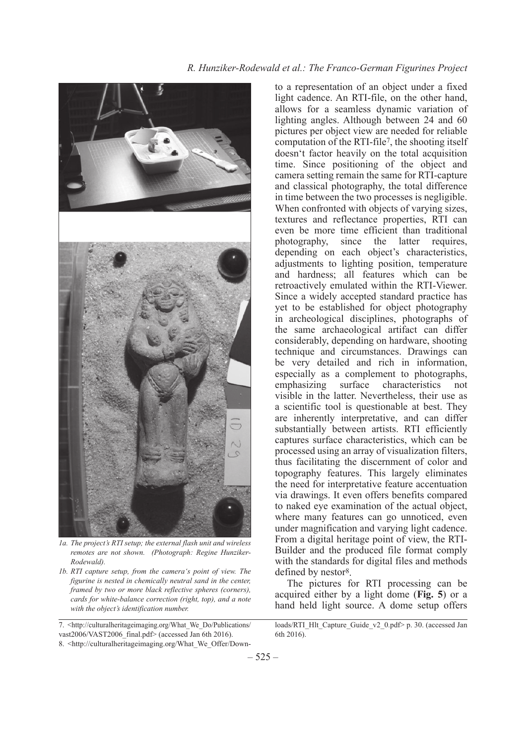*1a. The project's RTI setup; the external flash unit and wireless remotes are not shown. (Photograph: Regine Hunziker-Rodewald).*

*1b. RTI capture setup, from the camera's point of view. The figurine is nested in chemically neutral sand in the center, framed by two or more black reflective spheres (corners), cards for white-balance correction (right, top), and a note with the object's identification number.*

to a representation of an object under a fixed light cadence. An RTI-file, on the other hand, allows for a seamless dynamic variation of lighting angles. Although between 24 and 60 pictures per object view are needed for reliable computation of the RTI-file[7], the shooting itself doesn't factor heavily on the total acquisition time. Since positioning of the object and camera setting remain the same for RTI-capture and classical photography, the total difference in time between the two processes is negligible. When confronted with objects of varying sizes, textures and reflectance properties, RTI can even be more time efficient than traditional photography, since the latter requires, depending on each object's characteristics, adjustments to lighting position, temperature and hardness; all features which can be retroactively emulated within the RTI-Viewer. Since a widely accepted standard practice has yet to be established for object photography in archeological disciplines, photographs of the same archaeological artifact can differ considerably, depending on hardware, shooting technique and circumstances. Drawings can be very detailed and rich in information, especially as a complement to photographs, emphasizing surface characteristics not visible in the latter. Nevertheless, their use as a scientific tool is questionable at best. They are inherently interpretative, and can differ substantially between artists. RTI efficiently captures surface characteristics, which can be processed using an array of visualization filters, thus facilitating the discernment of color and topography features. This largely eliminates the need for interpretative feature accentuation via drawings. It even offers benefits compared to naked eye examination of the actual object, where many features can go unnoticed, even under magnification and varying light cadence. From a digital heritage point of view, the RTI-Builder and the produced file format comply with the standards for digital files and methods defined by nestor[8].

The pictures for RTI processing can be acquired either by a light dome (**Fig. 5**) or a hand held light source. A dome setup offers

7. <http://culturalheritageimaging.org/What_We_Do/Publications/vast2006/VAST2006_final.pdf> (accessed Jan 6th 2016).

8. <http://culturalheritageimaging.org/What_We_Offer/Downloads/RTI_Hlt_Capture_Guide_v2_0.pdf> p. 30. (accessed Jan 6th 2016).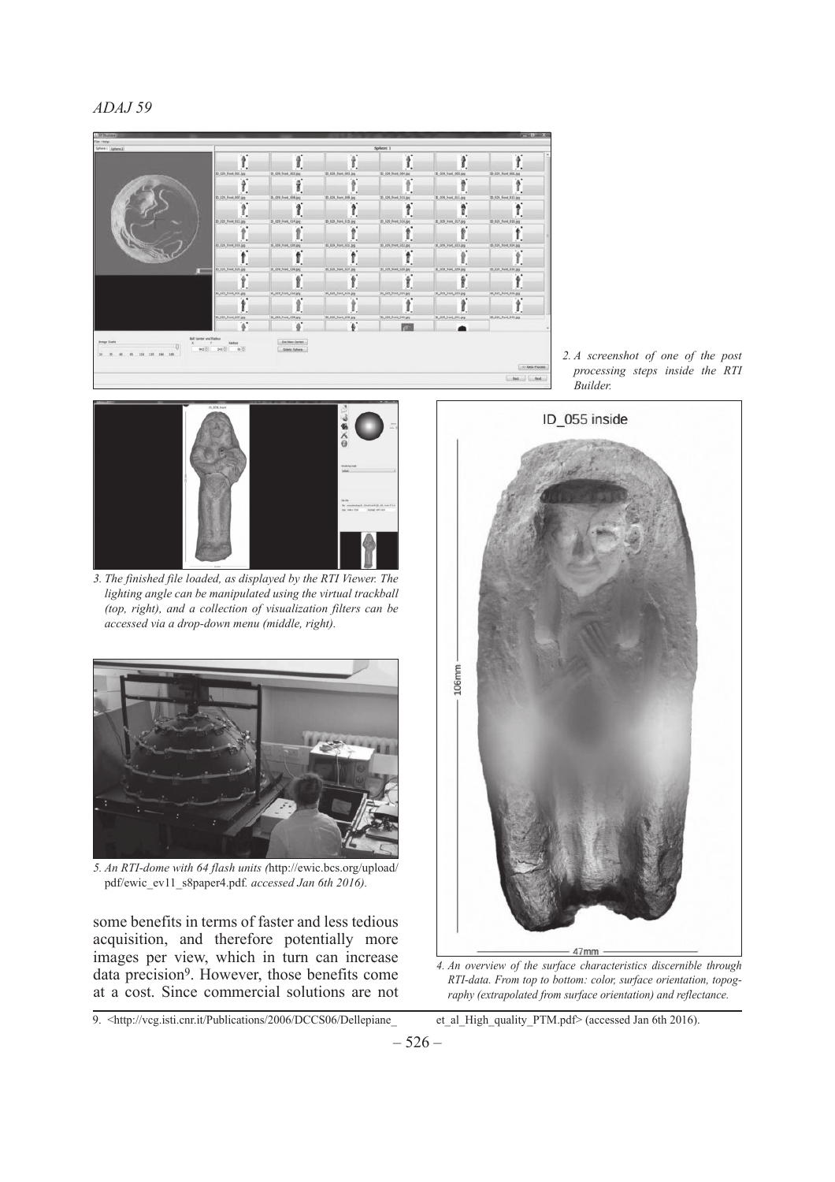2. A screenshot of one of the post processing steps inside the RTI Builder.

3. The finished file loaded, as displayed by the RTI Viewer. The lighting angle can be manipulated using the virtual trackball (top, right), and a collection of visualization filters can be accessed via a drop-down menu (middle, right).

5. An RTI-dome with 64 flash units (http://ewic.bcs.org/upload/pdf/ewic_ev11_s8paper4.pdf. accessed Jan 6th 2016).

4. An overview of the surface characteristics discernible through RTI-data. From top to bottom: color, surface orientation, topography (extrapolated from surface orientation) and reflectance.

some benefits in terms of faster and less tedious acquisition, and therefore potentially more images per view, which in turn can increase data precision[9]. However, those benefits come at a cost. Since commercial solutions are not

9. <http://vcg.isti.cnr.it/Publications/2006/DCCS06/Dellepiane_et_al_High_quality_PTM.pdf> (accessed Jan 6th 2016).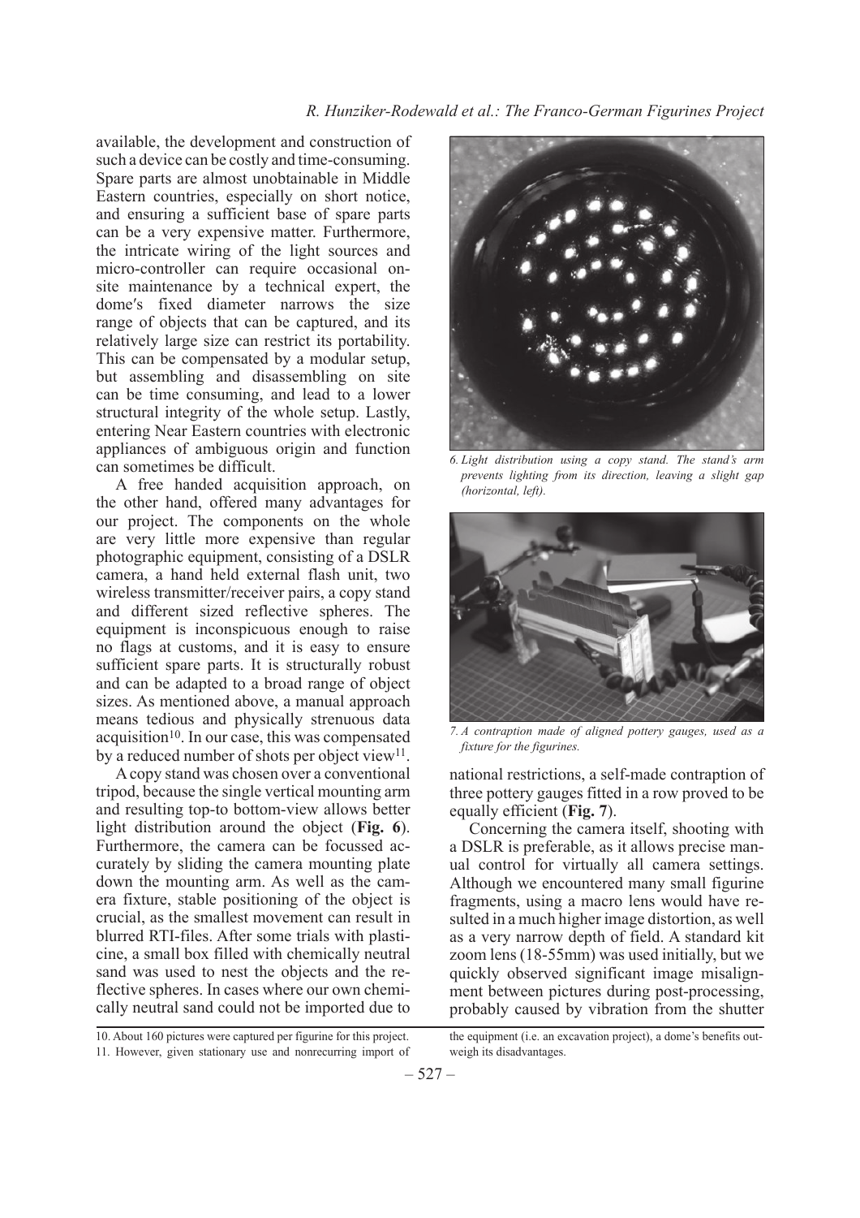available, the development and construction of such a device can be costly and time-consuming. Spare parts are almost unobtainable in Middle Eastern countries, especially on short notice, and ensuring a sufficient base of spare parts can be a very expensive matter. Furthermore, the intricate wiring of the light sources and micro-controller can require occasional on-site maintenance by a technical expert, the dome′s fixed diameter narrows the size range of objects that can be captured, and its relatively large size can restrict its portability. This can be compensated by a modular setup, but assembling and disassembling on site can be time consuming, and lead to a lower structural integrity of the whole setup. Lastly, entering Near Eastern countries with electronic appliances of ambiguous origin and function can sometimes be difficult.

A free handed acquisition approach, on the other hand, offered many advantages for our project. The components on the whole are very little more expensive than regular photographic equipment, consisting of a DSLR camera, a hand held external flash unit, two wireless transmitter/receiver pairs, a copy stand and different sized reflective spheres. The equipment is inconspicuous enough to raise no flags at customs, and it is easy to ensure sufficient spare parts. It is structurally robust and can be adapted to a broad range of object sizes. As mentioned above, a manual approach means tedious and physically strenuous data acquisition[10]. In our case, this was compensated by a reduced number of shots per object view[11].

A copy stand was chosen over a conventional tripod, because the single vertical mounting arm and resulting top-to bottom-view allows better light distribution around the object (**Fig. 6**). Furthermore, the camera can be focussed accurately by sliding the camera mounting plate down the mounting arm. As well as the camera fixture, stable positioning of the object is crucial, as the smallest movement can result in blurred RTI-files. After some trials with plasticine, a small box filled with chemically neutral sand was used to nest the objects and the reflective spheres. In cases where our own chemically neutral sand could not be imported due to national restrictions, a self-made contraption of three pottery gauges fitted in a row proved to be equally efficient (**Fig. 7**).

*6. Light distribution using a copy stand. The stand's arm prevents lighting from its direction, leaving a slight gap (horizontal, left).*

*7. A contraption made of aligned pottery gauges, used as a fixture for the figurines.*

Concerning the camera itself, shooting with a DSLR is preferable, as it allows precise manual control for virtually all camera settings. Although we encountered many small figurine fragments, using a macro lens would have resulted in a much higher image distortion, as well as a very narrow depth of field. A standard kit zoom lens (18-55mm) was used initially, but we quickly observed significant image misalignment between pictures during post-processing, probably caused by vibration from the shutter

10. About 160 pictures were captured per figurine for this project.

11. However, given stationary use and nonrecurring import of the equipment (i.e. an excavation project), a dome's benefits outweigh its disadvantages.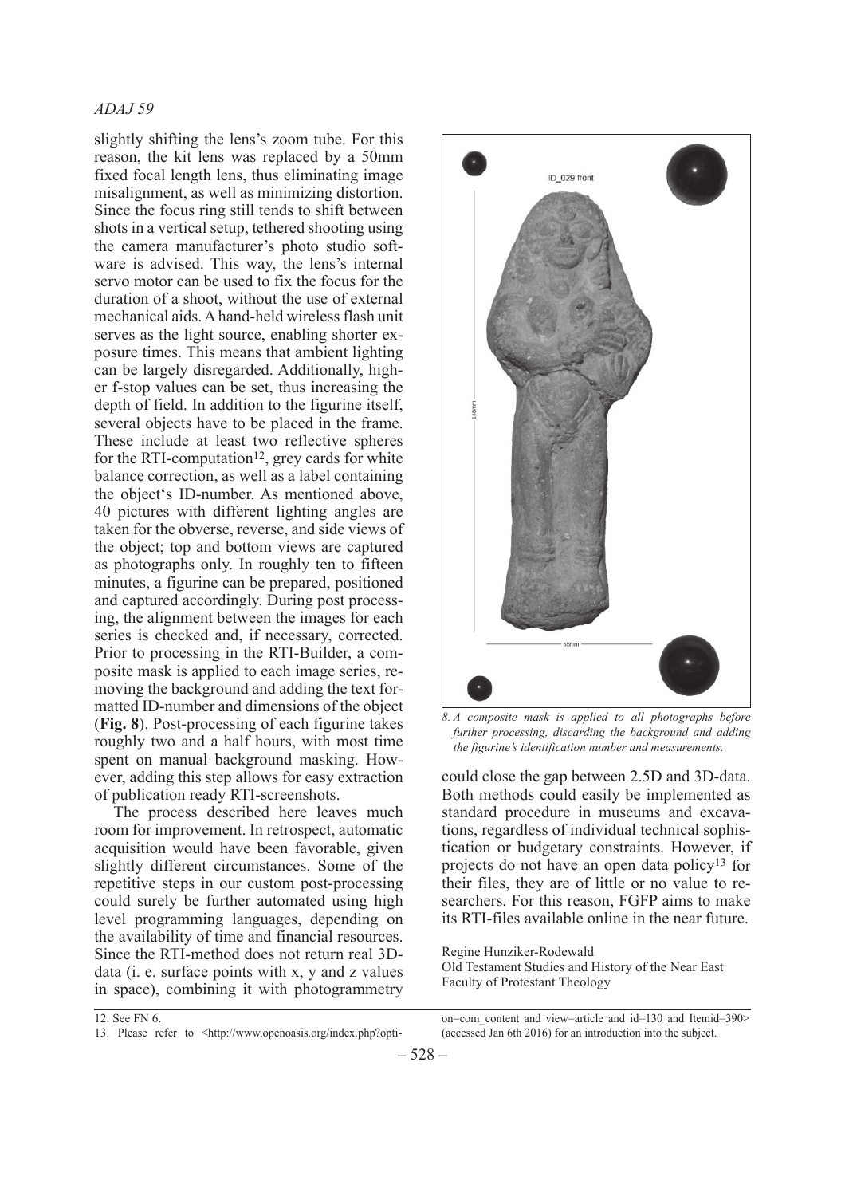slightly shifting the lens's zoom tube. For this reason, the kit lens was replaced by a 50mm fixed focal length lens, thus eliminating image misalignment, as well as minimizing distortion. Since the focus ring still tends to shift between shots in a vertical setup, tethered shooting using the camera manufacturer's photo studio software is advised. This way, the lens's internal servo motor can be used to fix the focus for the duration of a shoot, without the use of external mechanical aids. A hand-held wireless flash unit serves as the light source, enabling shorter exposure times. This means that ambient lighting can be largely disregarded. Additionally, higher f-stop values can be set, thus increasing the depth of field. In addition to the figurine itself, several objects have to be placed in the frame. These include at least two reflective spheres for the RTI-computation[12], grey cards for white balance correction, as well as a label containing the object's ID-number. As mentioned above, 40 pictures with different lighting angles are taken for the obverse, reverse, and side views of the object; top and bottom views are captured as photographs only. In roughly ten to fifteen minutes, a figurine can be prepared, positioned and captured accordingly. During post processing, the alignment between the images for each series is checked and, if necessary, corrected. Prior to processing in the RTI-Builder, a composite mask is applied to each image series, removing the background and adding the text formatted ID-number and dimensions of the object (**Fig. 8**). Post-processing of each figurine takes roughly two and a half hours, with most time spent on manual background masking. However, adding this step allows for easy extraction of publication ready RTI-screenshots.

The process described here leaves much room for improvement. In retrospect, automatic acquisition would have been favorable, given slightly different circumstances. Some of the repetitive steps in our custom post-processing could surely be further automated using high level programming languages, depending on the availability of time and financial resources. Since the RTI-method does not return real 3D-data (i. e. surface points with x, y and z values in space), combining it with photogrammetry could close the gap between 2.5D and 3D-data. Both methods could easily be implemented as standard procedure in museums and excavations, regardless of individual technical sophistication or budgetary constraints. However, if projects do not have an open data policy[13] for their files, they are of little or no value to researchers. For this reason, FGFP aims to make its RTI-files available online in the near future.

*8. A composite mask is applied to all photographs before further processing, discarding the background and adding the figurine's identification number and measurements.*

Regine Hunziker-Rodewald
Old Testament Studies and History of the Near East
Faculty of Protestant Theology

---

12. See FN 6.
13. Please refer to <http://www.openoasis.org/index.php?option=com_content and view=article and id=130 and Itemid=390> (accessed Jan 6th 2016) for an introduction into the subject.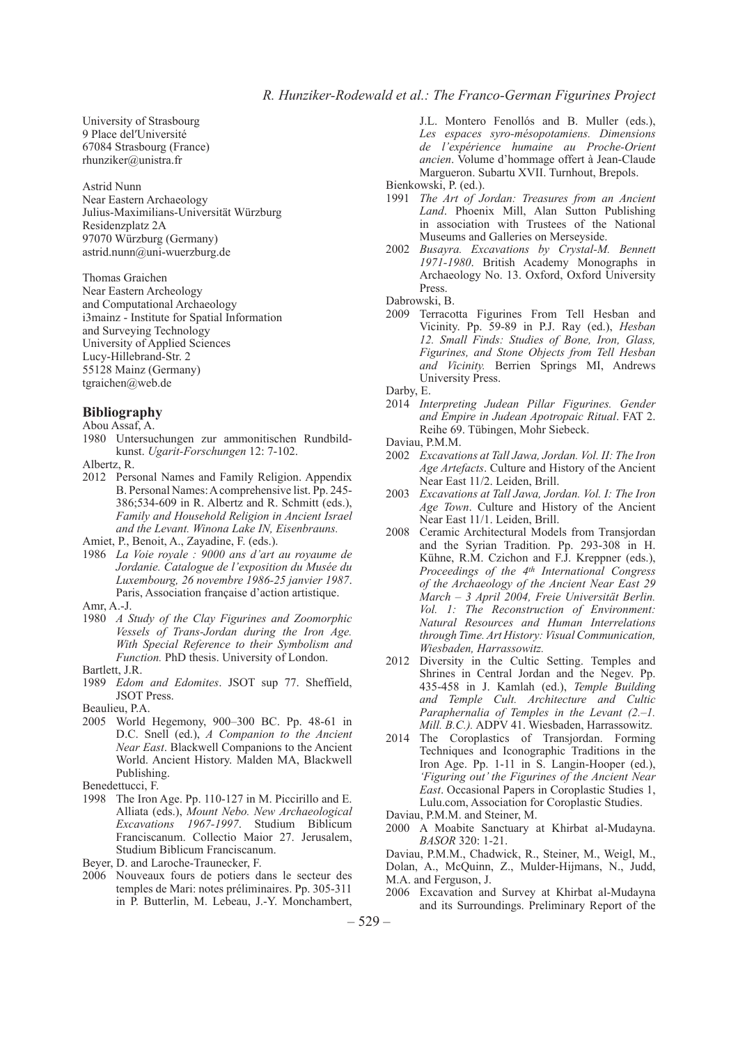University of Strasbourg
9 Place del'Université
67084 Strasbourg (France)
rhunziker@unistra.fr

Astrid Nunn
Near Eastern Archaeology
Julius-Maximilians-Universität Würzburg
Residenzplatz 2A
97070 Würzburg (Germany)
astrid.nunn@uni-wuerzburg.de

Thomas Graichen
Near Eastern Archeology
and Computational Archaeology
i3mainz - Institute for Spatial Information
and Surveying Technology
University of Applied Sciences
Lucy-Hillebrand-Str. 2
55128 Mainz (Germany)
tgraichen@web.de

## Bibliography

Abou Assaf, A.

1980 Untersuchungen zur ammonitischen Rundbildkunst. *Ugarit-Forschungen* 12: 7-102.

Albertz, R.

2012 Personal Names and Family Religion. Appendix B. Personal Names: A comprehensive list. Pp. 245-386;534-609 in R. Albertz and R. Schmitt (eds.), *Family and Household Religion in Ancient Israel and the Levant. Winona Lake IN, Eisenbrauns.*

Amiet, P., Benoit, A., Zayadine, F. (eds.).

1986 *La Voie royale : 9000 ans d'art au royaume de Jordanie. Catalogue de l'exposition du Musée du Luxembourg, 26 novembre 1986-25 janvier 1987*. Paris, Association française d'action artistique.

Amr, A.-J.

1980 *A Study of the Clay Figurines and Zoomorphic Vessels of Trans-Jordan during the Iron Age. With Special Reference to their Symbolism and Function.* PhD thesis. University of London.

Bartlett, J.R.

1989 *Edom and Edomites*. JSOT sup 77. Sheffield, JSOT Press.

Beaulieu, P.A.

2005 World Hegemony, 900–300 BC. Pp. 48-61 in D.C. Snell (ed.), *A Companion to the Ancient Near East*. Blackwell Companions to the Ancient World. Ancient History. Malden MA, Blackwell Publishing.

Benedettucci, F.

1998 The Iron Age. Pp. 110-127 in M. Piccirillo and E. Alliata (eds.), *Mount Nebo. New Archaeological Excavations 1967-1997*. Studium Biblicum Franciscanum. Collectio Maior 27. Jerusalem, Studium Biblicum Franciscanum.

Beyer, D. and Laroche-Traunecker, F.

2006 Nouveaux fours de potiers dans le secteur des temples de Mari: notes préliminaires. Pp. 305-311 in P. Butterlin, M. Lebeau, J.-Y. Monchambert, J.L. Montero Fenollós and B. Muller (eds.), *Les espaces syro-mésopotamiens. Dimensions de l'expérience humaine au Proche-Orient ancien*. Volume d'hommage offert à Jean-Claude Margueron. Subartu XVII. Turnhout, Brepols.

Bienkowski, P. (ed.).

1991 *The Art of Jordan: Treasures from an Ancient Land*. Phoenix Mill, Alan Sutton Publishing in association with Trustees of the National Museums and Galleries on Merseyside.

2002 *Busayra. Excavations by Crystal-M. Bennett 1971-1980*. British Academy Monographs in Archaeology No. 13. Oxford, Oxford University Press.

Dabrowski, B.

2009 Terracotta Figurines From Tell Hesban and Vicinity. Pp. 59-89 in P.J. Ray (ed.), *Hesban 12. Small Finds: Studies of Bone, Iron, Glass, Figurines, and Stone Objects from Tell Hesban and Vicinity.* Berrien Springs MI, Andrews University Press.

Darby, E.

2014 *Interpreting Judean Pillar Figurines. Gender and Empire in Judean Apotropaic Ritual*. FAT 2. Reihe 69. Tübingen, Mohr Siebeck.

Daviau, P.M.M.

2002 *Excavations at Tall Jawa, Jordan. Vol. II: The Iron Age Artefacts*. Culture and History of the Ancient Near East 11/2. Leiden, Brill.

2003 *Excavations at Tall Jawa, Jordan. Vol. I: The Iron Age Town*. Culture and History of the Ancient Near East 11/1. Leiden, Brill.

2008 Ceramic Architectural Models from Transjordan and the Syrian Tradition. Pp. 293-308 in H. Kühne, R.M. Czichon and F.J. Kreppner (eds.), *Proceedings of the 4th International Congress of the Archaeology of the Ancient Near East 29 March – 3 April 2004, Freie Universität Berlin. Vol. 1: The Reconstruction of Environment: Natural Resources and Human Interrelations through Time. Art History: Visual Communication, Wiesbaden, Harrassowitz.*

2012 Diversity in the Cultic Setting. Temples and Shrines in Central Jordan and the Negev. Pp. 435-458 in J. Kamlah (ed.), *Temple Building and Temple Cult. Architecture and Cultic Paraphernalia of Temples in the Levant (2.–1. Mill. B.C.).* ADPV 41. Wiesbaden, Harrassowitz.

2014 The Coroplastics of Transjordan. Forming Techniques and Iconographic Traditions in the Iron Age. Pp. 1-11 in S. Langin-Hooper (ed.), *'Figuring out' the Figurines of the Ancient Near East*. Occasional Papers in Coroplastic Studies 1, Lulu.com, Association for Coroplastic Studies.

Daviau, P.M.M. and Steiner, M.

2000 A Moabite Sanctuary at Khirbat al-Mudayna. *BASOR* 320: 1-21.

Daviau, P.M.M., Chadwick, R., Steiner, M., Weigl, M., Dolan, A., McQuinn, Z., Mulder-Hijmans, N., Judd, M.A. and Ferguson, J.

2006 Excavation and Survey at Khirbat al-Mudayna and its Surroundings. Preliminary Report of the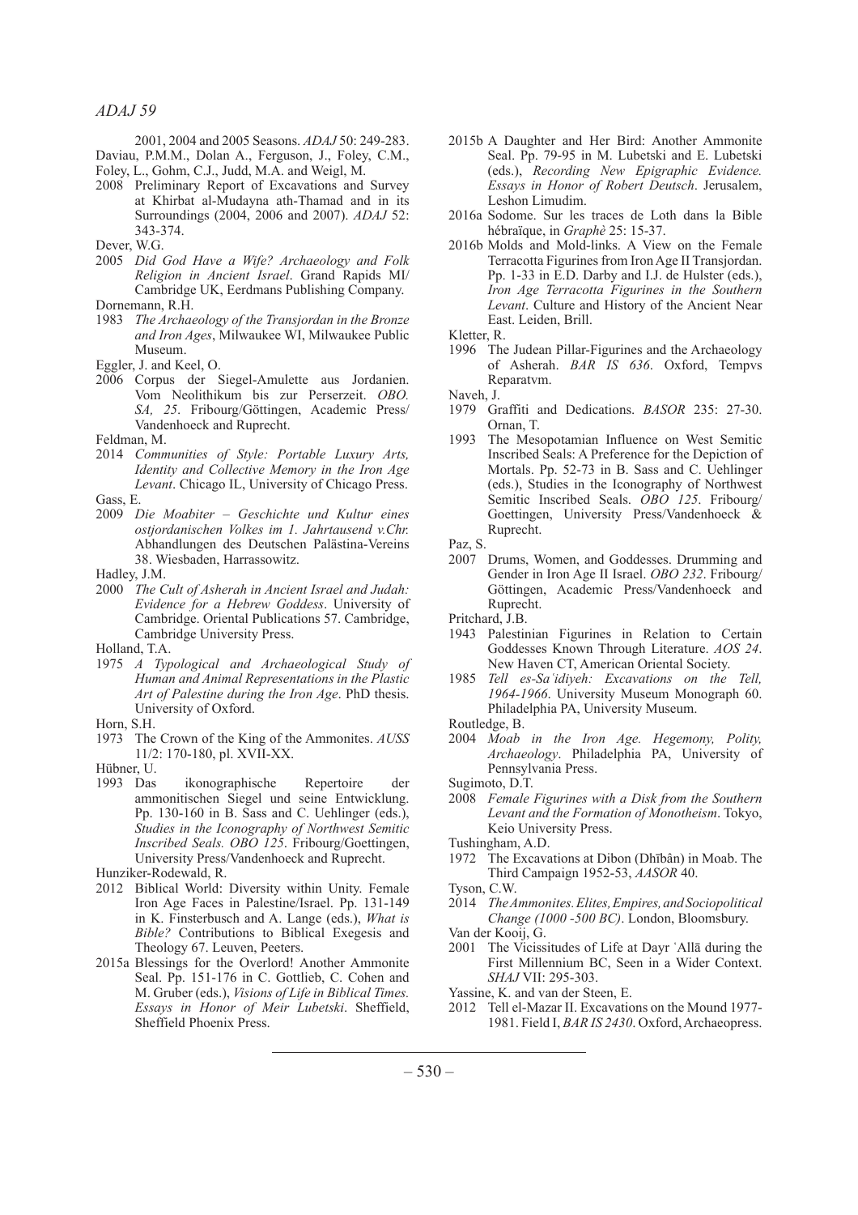2001, 2004 and 2005 Seasons. *ADAJ* 50: 249-283.

Daviau, P.M.M., Dolan A., Ferguson, J., Foley, C.M., Foley, L., Gohm, C.J., Judd, M.A. and Weigl, M.

2008 Preliminary Report of Excavations and Survey at Khirbat al-Mudayna ath-Thamad and in its Surroundings (2004, 2006 and 2007). *ADAJ* 52: 343-374.

Dever, W.G.

2005 *Did God Have a Wife? Archaeology and Folk Religion in Ancient Israel*. Grand Rapids MI/ Cambridge UK, Eerdmans Publishing Company.

Dornemann, R.H.

1983 *The Archaeology of the Transjordan in the Bronze and Iron Ages*, Milwaukee WI, Milwaukee Public Museum.

Eggler, J. and Keel, O.

2006 Corpus der Siegel-Amulette aus Jordanien. Vom Neolithikum bis zur Perserzeit. *OBO. SA, 25*. Fribourg/Göttingen, Academic Press/ Vandenhoeck and Ruprecht.

Feldman, M.

2014 *Communities of Style: Portable Luxury Arts, Identity and Collective Memory in the Iron Age Levant*. Chicago IL, University of Chicago Press.

Gass, E.

2009 *Die Moabiter – Geschichte und Kultur eines ostjordanischen Volkes im 1. Jahrtausend v.Chr.* Abhandlungen des Deutschen Palästina-Vereins 38. Wiesbaden, Harrassowitz.

Hadley, J.M.

2000 *The Cult of Asherah in Ancient Israel and Judah: Evidence for a Hebrew Goddess*. University of Cambridge. Oriental Publications 57. Cambridge, Cambridge University Press.

Holland, T.A.

1975 *A Typological and Archaeological Study of Human and Animal Representations in the Plastic Art of Palestine during the Iron Age*. PhD thesis. University of Oxford.

Horn, S.H.

1973 The Crown of the King of the Ammonites. *AUSS* 11/2: 170-180, pl. XVII-XX.

Hübner, U.

1993 Das ikonographische Repertoire der ammonitischen Siegel und seine Entwicklung. Pp. 130-160 in B. Sass and C. Uehlinger (eds.), *Studies in the Iconography of Northwest Semitic Inscribed Seals. OBO 125*. Fribourg/Göttingen, University Press/Vandenhoeck and Ruprecht.

Hunziker-Rodewald, R.

2012 Biblical World: Diversity within Unity. Female Iron Age Faces in Palestine/Israel. Pp. 131-149 in K. Finsterbusch and A. Lange (eds.), *What is Bible?* Contributions to Biblical Exegesis and Theology 67. Leuven, Peeters.

2015a Blessings for the Overlord! Another Ammonite Seal. Pp. 151-176 in C. Gottlieb, C. Cohen and M. Gruber (eds.), *Visions of Life in Biblical Times. Essays in Honor of Meir Lubetski*. Sheffield, Sheffield Phoenix Press.

2015b A Daughter and Her Bird: Another Ammonite Seal. Pp. 79-95 in M. Lubetski and E. Lubetski (eds.), *Recording New Epigraphic Evidence. Essays in Honor of Robert Deutsch*. Jerusalem, Leshon Limudim.

2016a Sodome. Sur les traces de Loth dans la Bible hébraïque, in *Graphè* 25: 15-37.

2016b Molds and Mold-links. A View on the Female Terracotta Figurines from Iron Age II Transjordan. Pp. 1-33 in E.D. Darby and I.J. de Hulster (eds.), *Iron Age Terracotta Figurines in the Southern Levant*. Culture and History of the Ancient Near East. Leiden, Brill.

Kletter, R.

1996 The Judean Pillar-Figurines and the Archaeology of Asherah. *BAR IS 636*. Oxford, Tempvs Reparatvm.

Naveh, J.

1979 Graffiti and Dedications. *BASOR* 235: 27-30.

Ornan, T.

1993 The Mesopotamian Influence on West Semitic Inscribed Seals: A Preference for the Depiction of Mortals. Pp. 52-73 in B. Sass and C. Uehlinger (eds.), Studies in the Iconography of Northwest Semitic Inscribed Seals. *OBO 125*. Fribourg/ Goettingen, University Press/Vandenhoeck & Ruprecht.

Paz, S.

2007 Drums, Women, and Goddesses. Drumming and Gender in Iron Age II Israel. *OBO 232*. Fribourg/ Göttingen, Academic Press/Vandenhoeck and Ruprecht.

Pritchard, J.B.

1943 Palestinian Figurines in Relation to Certain Goddesses Known Through Literature. *AOS 24*. New Haven CT, American Oriental Society.

1985 *Tell es-Saʿidiyeh: Excavations on the Tell, 1964-1966*. University Museum Monograph 60. Philadelphia PA, University Museum.

Routledge, B.

2004 *Moab in the Iron Age. Hegemony, Polity, Archaeology*. Philadelphia PA, University of Pennsylvania Press.

Sugimoto, D.T.

2008 *Female Figurines with a Disk from the Southern Levant and the Formation of Monotheism*. Tokyo, Keio University Press.

Tushingham, A.D.

1972 The Excavations at Dibon (Dhībân) in Moab. The Third Campaign 1952-53, *AASOR* 40.

Tyson, C.W.

2014 *The Ammonites. Elites, Empires, and Sociopolitical Change (1000 -500 BC)*. London, Bloomsbury.

Van der Kooij, G.

2001 The Vicissitudes of Life at Dayr ʿAllā during the First Millennium BC, Seen in a Wider Context. *SHAJ* VII: 295-303.

Yassine, K. and van der Steen, E.

2012 Tell el-Mazar II. Excavations on the Mound 1977-1981. Field I, *BAR IS 2430*. Oxford, Archaeopress.